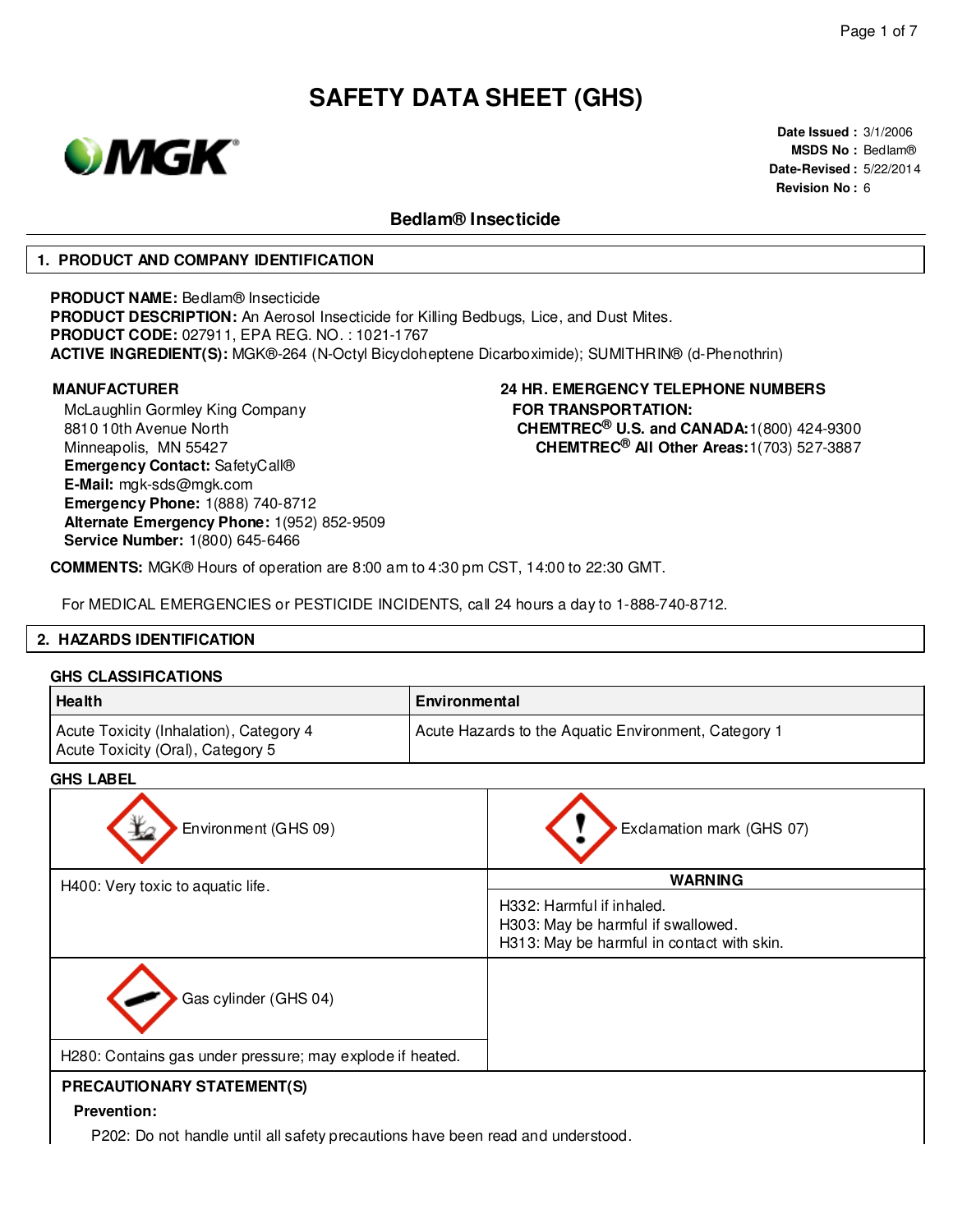# SAFETY DATA SHEET (GHS)

**Date Issued :** 3/1/2006
**MSDS No :** Bedlam®
**Date-Revised :** 5/22/2014
**Revision No :** 6

## Bedlam® Insecticide

## 1. PRODUCT AND COMPANY IDENTIFICATION

**PRODUCT NAME:** Bedlam® Insecticide
**PRODUCT DESCRIPTION:** An Aerosol Insecticide for Killing Bedbugs, Lice, and Dust Mites.
**PRODUCT CODE:** 027911, EPA REG. NO. : 1021-1767
**ACTIVE INGREDIENT(S):** MGK®-264 (N-Octyl Bicycloheptene Dicarboximide); SUMITHRIN® (d-Phenothrin)

**MANUFACTURER**
McLaughlin Gormley King Company
8810 10th Avenue North
Minneapolis, MN 55427
**Emergency Contact:** SafetyCall®
**E-Mail:** mgk-sds@mgk.com
**Emergency Phone:** 1(888) 740-8712
**Alternate Emergency Phone:** 1(952) 852-9509
**Service Number:** 1(800) 645-6466

**24 HR. EMERGENCY TELEPHONE NUMBERS FOR TRANSPORTATION:**
**CHEMTREC® U.S. and CANADA:** 1(800) 424-9300
**CHEMTREC® All Other Areas:** 1(703) 527-3887

**COMMENTS:** MGK® Hours of operation are 8:00 am to 4:30 pm CST, 14:00 to 22:30 GMT.

For MEDICAL EMERGENCIES or PESTICIDE INCIDENTS, call 24 hours a day to 1-888-740-8712.

## 2. HAZARDS IDENTIFICATION

### GHS CLASSIFICATIONS

| Health | Environmental |
|---|---|
| Acute Toxicity (Inhalation), Category 4<br>Acute Toxicity (Oral), Category 5 | Acute Hazards to the Aquatic Environment, Category 1 |

### GHS LABEL

| Environment (GHS 09) | Exclamation mark (GHS 07) |
|---|---|
| H400: Very toxic to aquatic life. | **WARNING**<br>H332: Harmful if inhaled.<br>H303: May be harmful if swallowed.<br>H313: May be harmful in contact with skin. |
| Gas cylinder (GHS 04) | |
| H280: Contains gas under pressure; may explode if heated. | |

### PRECAUTIONARY STATEMENT(S)

**Prevention:**

P202: Do not handle until all safety precautions have been read and understood.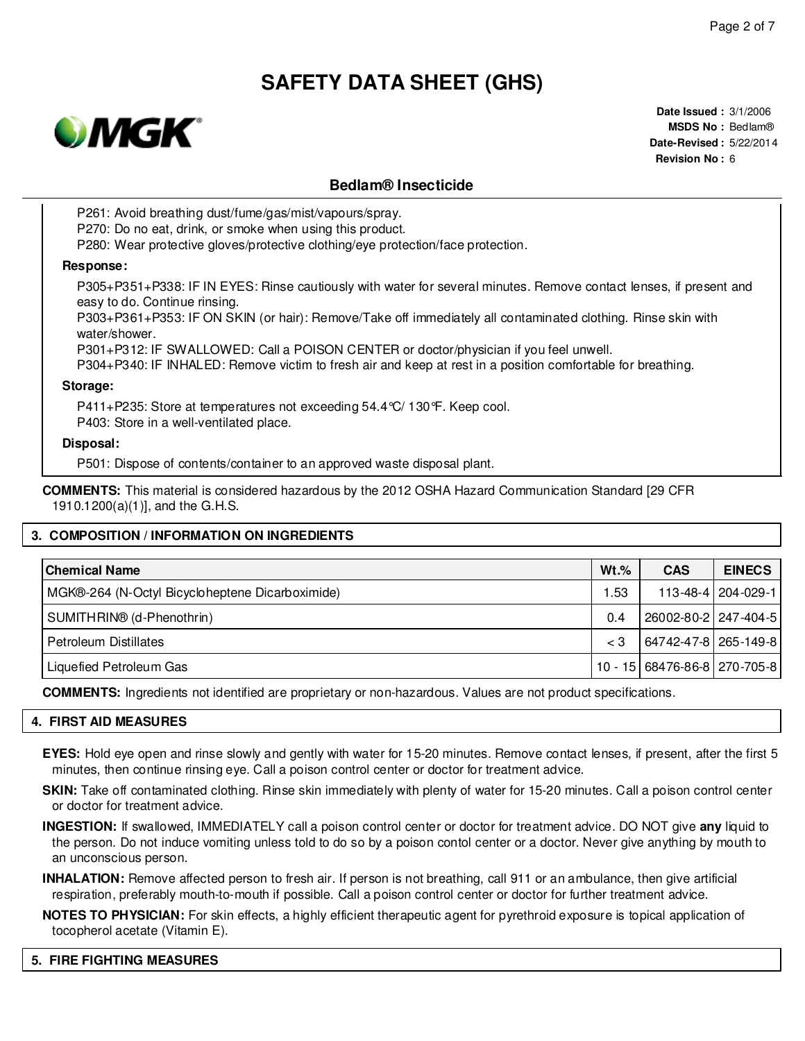P261: Avoid breathing dust/fume/gas/mist/vapours/spray.
P270: Do no eat, drink, or smoke when using this product.
P280: Wear protective gloves/protective clothing/eye protection/face protection.

**Response:**

P305+P351+P338: IF IN EYES: Rinse cautiously with water for several minutes. Remove contact lenses, if present and easy to do. Continue rinsing.
P303+P361+P353: IF ON SKIN (or hair): Remove/Take off immediately all contaminated clothing. Rinse skin with water/shower.
P301+P312: IF SWALLOWED: Call a POISON CENTER or doctor/physician if you feel unwell.
P304+P340: IF INHALED: Remove victim to fresh air and keep at rest in a position comfortable for breathing.

**Storage:**

P411+P235: Store at temperatures not exceeding 54.4°C/ 130°F. Keep cool.
P403: Store in a well-ventilated place.

**Disposal:**

P501: Dispose of contents/container to an approved waste disposal plant.

**COMMENTS:** This material is considered hazardous by the 2012 OSHA Hazard Communication Standard [29 CFR 1910.1200(a)(1)], and the G.H.S.

## 3. COMPOSITION / INFORMATION ON INGREDIENTS

| Chemical Name | Wt.% | CAS | EINECS |
|---|---|---|---|
| MGK®-264 (N-Octyl Bicycloheptene Dicarboximide) | 1.53 | 113-48-4 | 204-029-1 |
| SUMITHRIN® (d-Phenothrin) | 0.4 | 26002-80-2 | 247-404-5 |
| Petroleum Distillates | < 3 | 64742-47-8 | 265-149-8 |
| Liquefied Petroleum Gas | 10 - 15 | 68476-86-8 | 270-705-8 |

**COMMENTS:** Ingredients not identified are proprietary or non-hazardous. Values are not product specifications.

## 4. FIRST AID MEASURES

**EYES:** Hold eye open and rinse slowly and gently with water for 15-20 minutes. Remove contact lenses, if present, after the first 5 minutes, then continue rinsing eye. Call a poison control center or doctor for treatment advice.

**SKIN:** Take off contaminated clothing. Rinse skin immediately with plenty of water for 15-20 minutes. Call a poison control center or doctor for treatment advice.

**INGESTION:** If swallowed, IMMEDIATELY call a poison control center or doctor for treatment advice. DO NOT give **any** liquid to the person. Do not induce vomiting unless told to do so by a poison contol center or a doctor. Never give anything by mouth to an unconscious person.

**INHALATION:** Remove affected person to fresh air. If person is not breathing, call 911 or an ambulance, then give artificial respiration, preferably mouth-to-mouth if possible. Call a poison control center or doctor for further treatment advice.

**NOTES TO PHYSICIAN:** For skin effects, a highly efficient therapeutic agent for pyrethroid exposure is topical application of tocopherol acetate (Vitamin E).

## 5. FIRE FIGHTING MEASURES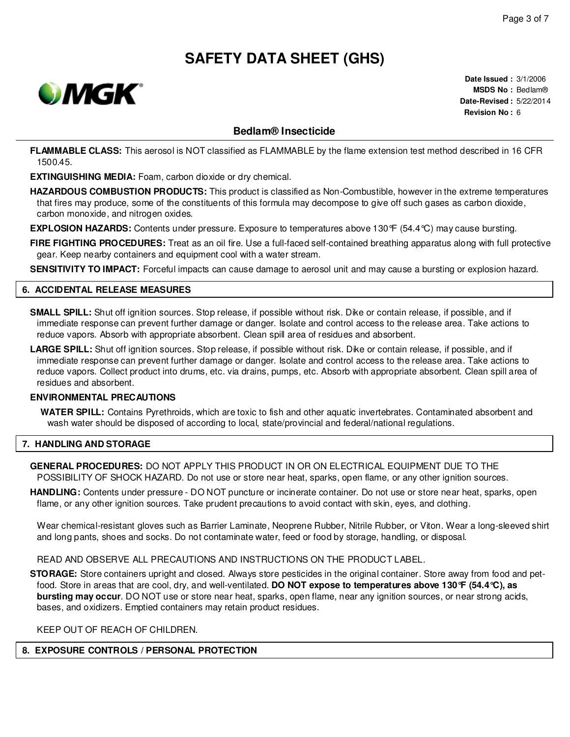# SAFETY DATA SHEET (GHS)

**Date Issued :** 3/1/2006
**MSDS No :** Bedlam®
**Date-Revised :** 5/22/2014
**Revision No :** 6

## Bedlam® Insecticide

**FLAMMABLE CLASS:** This aerosol is NOT classified as FLAMMABLE by the flame extension test method described in 16 CFR 1500.45.

**EXTINGUISHING MEDIA:** Foam, carbon dioxide or dry chemical.

**HAZARDOUS COMBUSTION PRODUCTS:** This product is classified as Non-Combustible, however in the extreme temperatures that fires may produce, some of the constituents of this formula may decompose to give off such gases as carbon dioxide, carbon monoxide, and nitrogen oxides.

**EXPLOSION HAZARDS:** Contents under pressure. Exposure to temperatures above 130°F (54.4°C) may cause bursting.

**FIRE FIGHTING PROCEDURES:** Treat as an oil fire. Use a full-faced self-contained breathing apparatus along with full protective gear. Keep nearby containers and equipment cool with a water stream.

**SENSITIVITY TO IMPACT:** Forceful impacts can cause damage to aerosol unit and may cause a bursting or explosion hazard.

## 6. ACCIDENTAL RELEASE MEASURES

**SMALL SPILL:** Shut off ignition sources. Stop release, if possible without risk. Dike or contain release, if possible, and if immediate response can prevent further damage or danger. Isolate and control access to the release area. Take actions to reduce vapors. Absorb with appropriate absorbent. Clean spill area of residues and absorbent.

**LARGE SPILL:** Shut off ignition sources. Stop release, if possible without risk. Dike or contain release, if possible, and if immediate response can prevent further damage or danger. Isolate and control access to the release area. Take actions to reduce vapors. Collect product into drums, etc. via drains, pumps, etc. Absorb with appropriate absorbent. Clean spill area of residues and absorbent.

**ENVIRONMENTAL PRECAUTIONS**

**WATER SPILL:** Contains Pyrethroids, which are toxic to fish and other aquatic invertebrates. Contaminated absorbent and wash water should be disposed of according to local, state/provincial and federal/national regulations.

## 7. HANDLING AND STORAGE

**GENERAL PROCEDURES:** DO NOT APPLY THIS PRODUCT IN OR ON ELECTRICAL EQUIPMENT DUE TO THE POSSIBILITY OF SHOCK HAZARD. Do not use or store near heat, sparks, open flame, or any other ignition sources.

**HANDLING:** Contents under pressure - DO NOT puncture or incinerate container. Do not use or store near heat, sparks, open flame, or any other ignition sources. Take prudent precautions to avoid contact with skin, eyes, and clothing.

Wear chemical-resistant gloves such as Barrier Laminate, Neoprene Rubber, Nitrile Rubber, or Viton. Wear a long-sleeved shirt and long pants, shoes and socks. Do not contaminate water, feed or food by storage, handling, or disposal.

READ AND OBSERVE ALL PRECAUTIONS AND INSTRUCTIONS ON THE PRODUCT LABEL.

**STORAGE:** Store containers upright and closed. Always store pesticides in the original container. Store away from food and pet-food. Store in areas that are cool, dry, and well-ventilated. **DO NOT expose to temperatures above 130°F (54.4°C), as bursting may occur**. DO NOT use or store near heat, sparks, open flame, near any ignition sources, or near strong acids, bases, and oxidizers. Emptied containers may retain product residues.

KEEP OUT OF REACH OF CHILDREN.

## 8. EXPOSURE CONTROLS / PERSONAL PROTECTION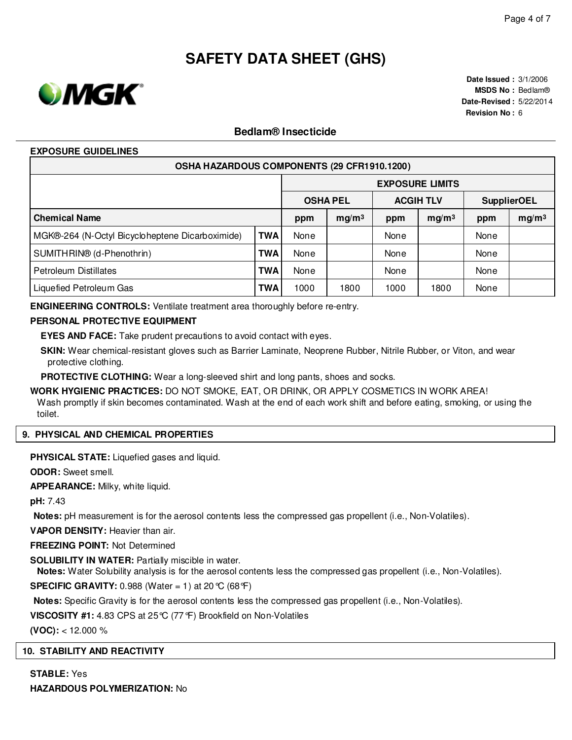# SAFETY DATA SHEET (GHS)

**Date Issued :** 3/1/2006
**MSDS No :** Bedlam®
**Date-Revised :** 5/22/2014
**Revision No :** 6

## Bedlam® Insecticide

**EXPOSURE GUIDELINES**

| OSHA HAZARDOUS COMPONENTS (29 CFR1910.1200) | | | | | | | |
|---|---|---|---|---|---|---|---|
| | | EXPOSURE LIMITS | | | | | |
| | | OSHA PEL | | ACGIH TLV | | SupplierOEL | |
| **Chemical Name** | | **ppm** | **mg/m³** | **ppm** | **mg/m³** | **ppm** | **mg/m³** |
| MGK®-264 (N-Octyl Bicycloheptene Dicarboximide) | **TWA** | None | | None | | None | |
| SUMITHRIN® (d-Phenothrin) | **TWA** | None | | None | | None | |
| Petroleum Distillates | **TWA** | None | | None | | None | |
| Liquefied Petroleum Gas | **TWA** | 1000 | 1800 | 1000 | 1800 | None | |

**ENGINEERING CONTROLS:** Ventilate treatment area thoroughly before re-entry.

**PERSONAL PROTECTIVE EQUIPMENT**

**EYES AND FACE:** Take prudent precautions to avoid contact with eyes.

**SKIN:** Wear chemical-resistant gloves such as Barrier Laminate, Neoprene Rubber, Nitrile Rubber, or Viton, and wear protective clothing.

**PROTECTIVE CLOTHING:** Wear a long-sleeved shirt and long pants, shoes and socks.

**WORK HYGIENIC PRACTICES:** DO NOT SMOKE, EAT, OR DRINK, OR APPLY COSMETICS IN WORK AREA! Wash promptly if skin becomes contaminated. Wash at the end of each work shift and before eating, smoking, or using the toilet.

## 9. PHYSICAL AND CHEMICAL PROPERTIES

**PHYSICAL STATE:** Liquefied gases and liquid.

**ODOR:** Sweet smell.

**APPEARANCE:** Milky, white liquid.

**pH:** 7.43

**Notes:** pH measurement is for the aerosol contents less the compressed gas propellent (i.e., Non-Volatiles).

**VAPOR DENSITY:** Heavier than air.

**FREEZING POINT:** Not Determined

**SOLUBILITY IN WATER:** Partially miscible in water.
**Notes:** Water Solubility analysis is for the aerosol contents less the compressed gas propellent (i.e., Non-Volatiles).

**SPECIFIC GRAVITY:** 0.988 (Water = 1) at 20°C (68°F)

**Notes:** Specific Gravity is for the aerosol contents less the compressed gas propellent (i.e., Non-Volatiles).

**VISCOSITY #1:** 4.83 CPS at 25°C (77°F) Brookfield on Non-Volatiles

**(VOC):** < 12.000 %

## 10. STABILITY AND REACTIVITY

**STABLE:** Yes

**HAZARDOUS POLYMERIZATION:** No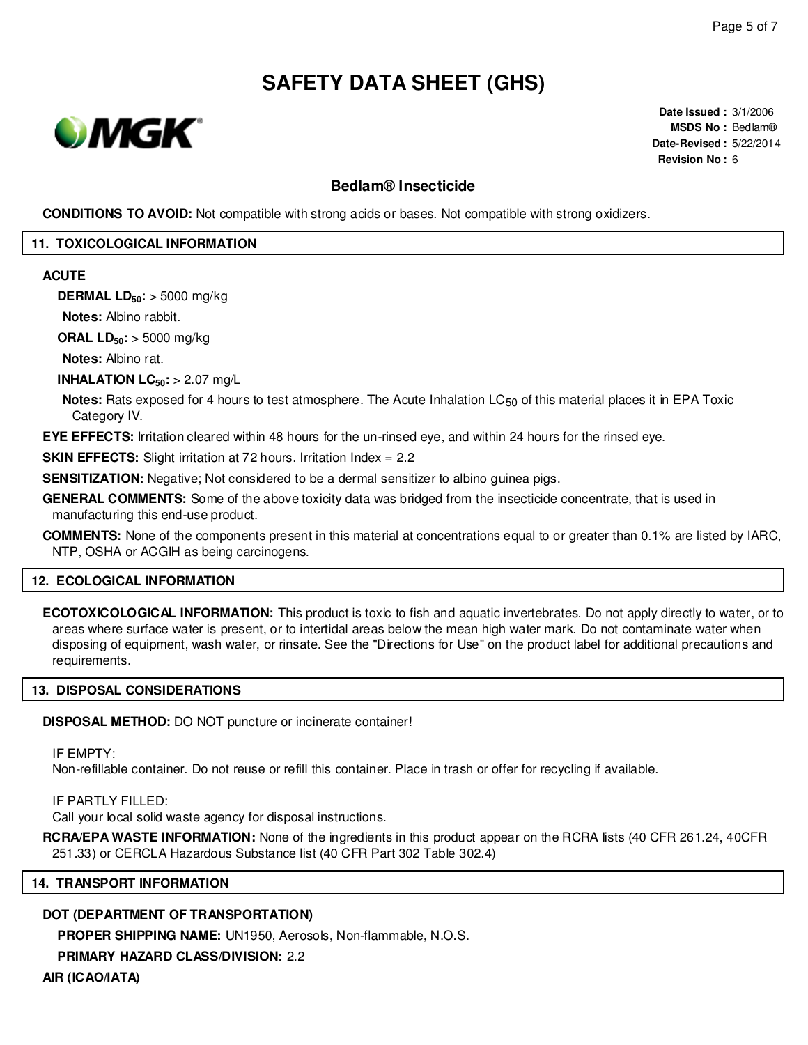**CONDITIONS TO AVOID:** Not compatible with strong acids or bases. Not compatible with strong oxidizers.

## 11. TOXICOLOGICAL INFORMATION

**ACUTE**

**DERMAL $LD_{50}$:** > 5000 mg/kg

**Notes:** Albino rabbit.

**ORAL $LD_{50}$:** > 5000 mg/kg

**Notes:** Albino rat.

**INHALATION $LC_{50}$:** > 2.07 mg/L

**Notes:** Rats exposed for 4 hours to test atmosphere. The Acute Inhalation $LC_{50}$ of this material places it in EPA Toxic Category IV.

**EYE EFFECTS:** Irritation cleared within 48 hours for the un-rinsed eye, and within 24 hours for the rinsed eye.

**SKIN EFFECTS:** Slight irritation at 72 hours. Irritation Index = 2.2

**SENSITIZATION:** Negative; Not considered to be a dermal sensitizer to albino guinea pigs.

**GENERAL COMMENTS:** Some of the above toxicity data was bridged from the insecticide concentrate, that is used in manufacturing this end-use product.

**COMMENTS:** None of the components present in this material at concentrations equal to or greater than 0.1% are listed by IARC, NTP, OSHA or ACGIH as being carcinogens.

## 12. ECOLOGICAL INFORMATION

**ECOTOXICOLOGICAL INFORMATION:** This product is toxic to fish and aquatic invertebrates. Do not apply directly to water, or to areas where surface water is present, or to intertidal areas below the mean high water mark. Do not contaminate water when disposing of equipment, wash water, or rinsate. See the "Directions for Use" on the product label for additional precautions and requirements.

## 13. DISPOSAL CONSIDERATIONS

**DISPOSAL METHOD:** DO NOT puncture or incinerate container!

IF EMPTY:
Non-refillable container. Do not reuse or refill this container. Place in trash or offer for recycling if available.

IF PARTLY FILLED:
Call your local solid waste agency for disposal instructions.

**RCRA/EPA WASTE INFORMATION:** None of the ingredients in this product appear on the RCRA lists (40 CFR 261.24, 40CFR 251.33) or CERCLA Hazardous Substance list (40 CFR Part 302 Table 302.4)

## 14. TRANSPORT INFORMATION

**DOT (DEPARTMENT OF TRANSPORTATION)**

**PROPER SHIPPING NAME:** UN1950, Aerosols, Non-flammable, N.O.S.

**PRIMARY HAZARD CLASS/DIVISION:** 2.2

**AIR (ICAO/IATA)**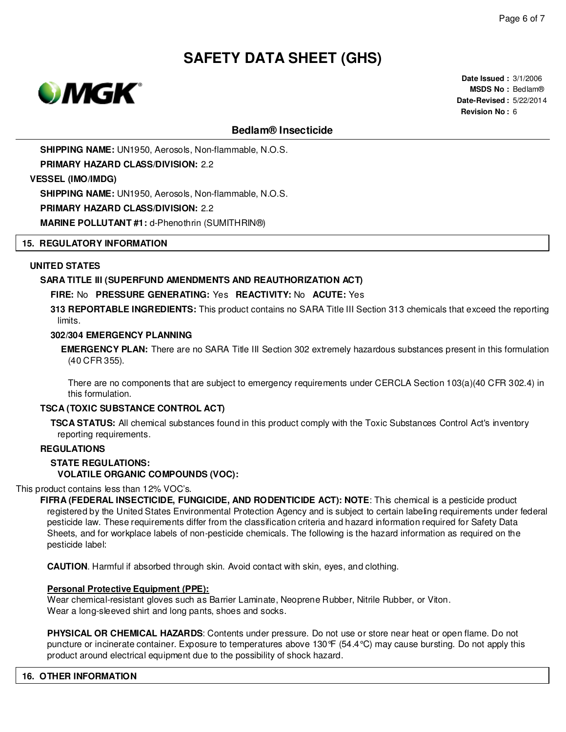**SHIPPING NAME:** UN1950, Aerosols, Non-flammable, N.O.S.

**PRIMARY HAZARD CLASS/DIVISION:** 2.2

**VESSEL (IMO/IMDG)**

**SHIPPING NAME:** UN1950, Aerosols, Non-flammable, N.O.S.

**PRIMARY HAZARD CLASS/DIVISION:** 2.2

**MARINE POLLUTANT #1:** d-Phenothrin (SUMITHRIN®)

## 15. REGULATORY INFORMATION

**UNITED STATES**

**SARA TITLE III (SUPERFUND AMENDMENTS AND REAUTHORIZATION ACT)**

**FIRE:** No **PRESSURE GENERATING:** Yes **REACTIVITY:** No **ACUTE:** Yes

**313 REPORTABLE INGREDIENTS:** This product contains no SARA Title III Section 313 chemicals that exceed the reporting limits.

**302/304 EMERGENCY PLANNING**

**EMERGENCY PLAN:** There are no SARA Title III Section 302 extremely hazardous substances present in this formulation (40 CFR 355).

There are no components that are subject to emergency requirements under CERCLA Section 103(a)(40 CFR 302.4) in this formulation.

**TSCA (TOXIC SUBSTANCE CONTROL ACT)**

**TSCA STATUS:** All chemical substances found in this product comply with the Toxic Substances Control Act's inventory reporting requirements.

**REGULATIONS**

**STATE REGULATIONS:**

**VOLATILE ORGANIC COMPOUNDS (VOC):**

This product contains less than 12% VOC's.

**FIFRA (FEDERAL INSECTICIDE, FUNGICIDE, AND RODENTICIDE ACT): NOTE**: This chemical is a pesticide product registered by the United States Environmental Protection Agency and is subject to certain labeling requirements under federal pesticide law. These requirements differ from the classification criteria and hazard information required for Safety Data Sheets, and for workplace labels of non-pesticide chemicals. The following is the hazard information as required on the pesticide label:

**CAUTION**. Harmful if absorbed through skin. Avoid contact with skin, eyes, and clothing.

**Personal Protective Equipment (PPE):**
Wear chemical-resistant gloves such as Barrier Laminate, Neoprene Rubber, Nitrile Rubber, or Viton.
Wear a long-sleeved shirt and long pants, shoes and socks.

**PHYSICAL OR CHEMICAL HAZARDS**: Contents under pressure. Do not use or store near heat or open flame. Do not puncture or incinerate container. Exposure to temperatures above 130°F (54.4°C) may cause bursting. Do not apply this product around electrical equipment due to the possibility of shock hazard.

## 16. OTHER INFORMATION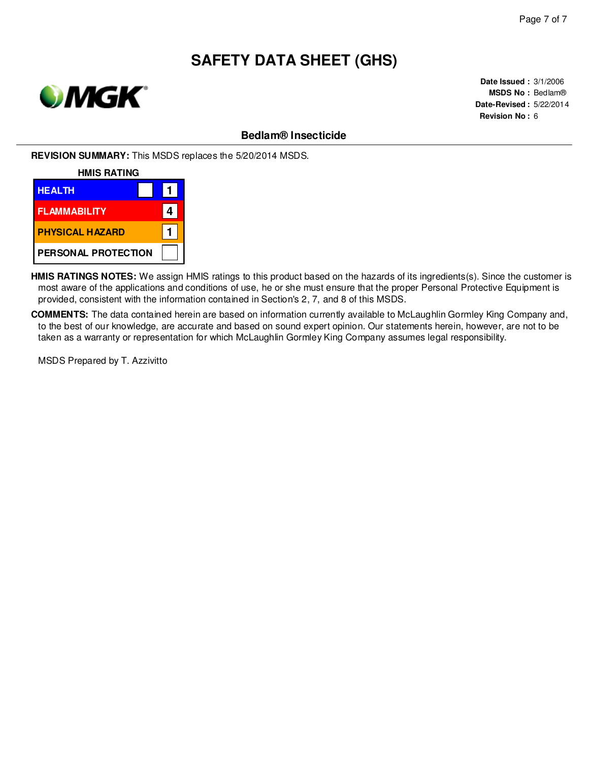# SAFETY DATA SHEET (GHS)

**Date Issued :** 3/1/2006
**MSDS No :** Bedlam®
**Date-Revised :** 5/22/2014
**Revision No :** 6

## Bedlam® Insecticide

**REVISION SUMMARY:** This MSDS replaces the 5/20/2014 MSDS.

**HMIS RATING**

| | | |
|---|---|---|
| HEALTH | | 1 |
| FLAMMABILITY | | 4 |
| PHYSICAL HAZARD | | 1 |
| PERSONAL PROTECTION | | |

**HMIS RATINGS NOTES:** We assign HMIS ratings to this product based on the hazards of its ingredients(s). Since the customer is most aware of the applications and conditions of use, he or she must ensure that the proper Personal Protective Equipment is provided, consistent with the information contained in Section's 2, 7, and 8 of this MSDS.

**COMMENTS:** The data contained herein are based on information currently available to McLaughlin Gormley King Company and, to the best of our knowledge, are accurate and based on sound expert opinion. Our statements herein, however, are not to be taken as a warranty or representation for which McLaughlin Gormley King Company assumes legal responsibility.

MSDS Prepared by T. Azzivitto